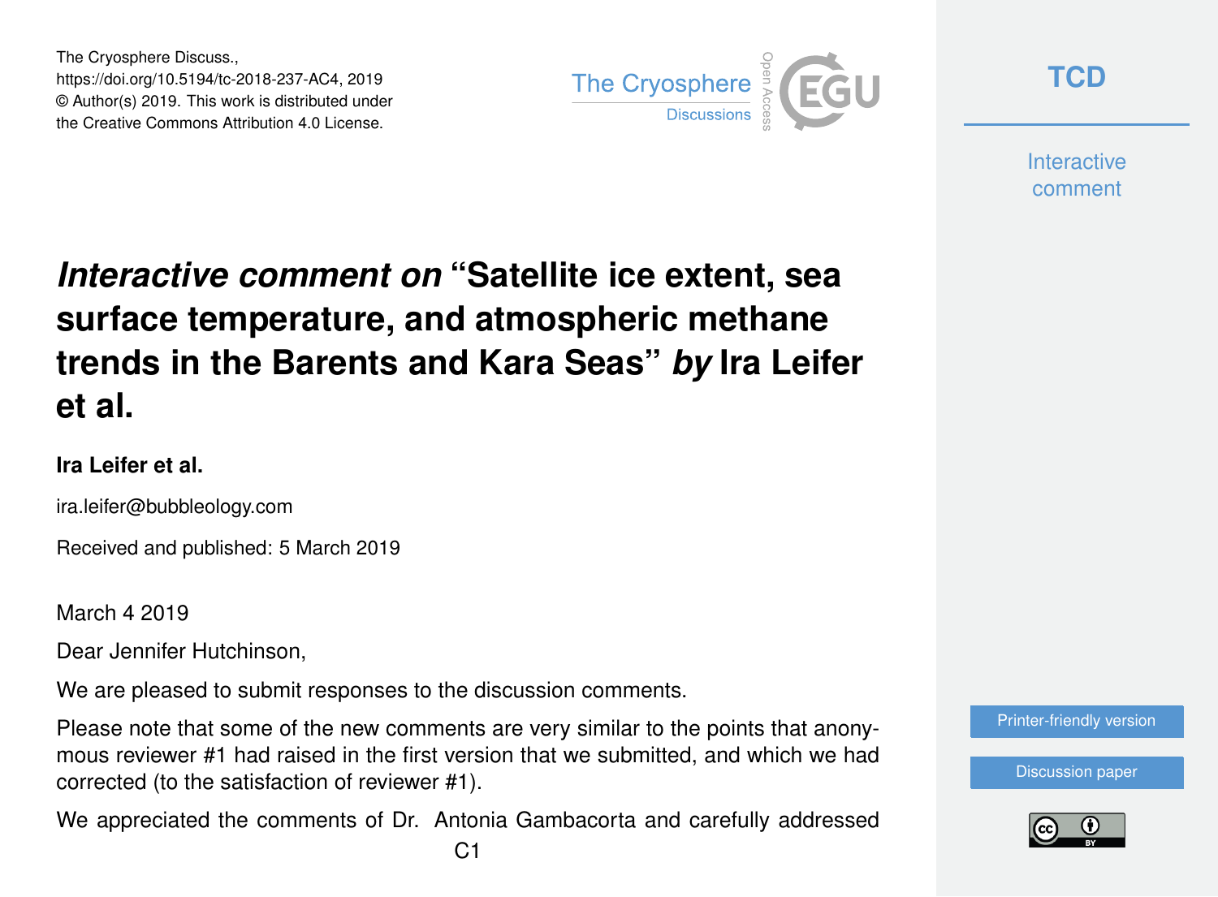The Cryosphere Discuss.,
https://doi.org/10.5194/tc-2018-237-AC4, 2019
© Author(s) 2019. This work is distributed under
the Creative Commons Attribution 4.0 License.

# *Interactive comment on* "Satellite ice extent, sea surface temperature, and atmospheric methane trends in the Barents and Kara Seas" *by* Ira Leifer et al.

**Ira Leifer et al.**

ira.leifer@bubbleology.com

Received and published: 5 March 2019

March 4 2019

Dear Jennifer Hutchinson,

We are pleased to submit responses to the discussion comments.

Please note that some of the new comments are very similar to the points that anonymous reviewer #1 had raised in the first version that we submitted, and which we had corrected (to the satisfaction of reviewer #1).

We appreciated the comments of Dr. Antonia Gambacorta and carefully addressed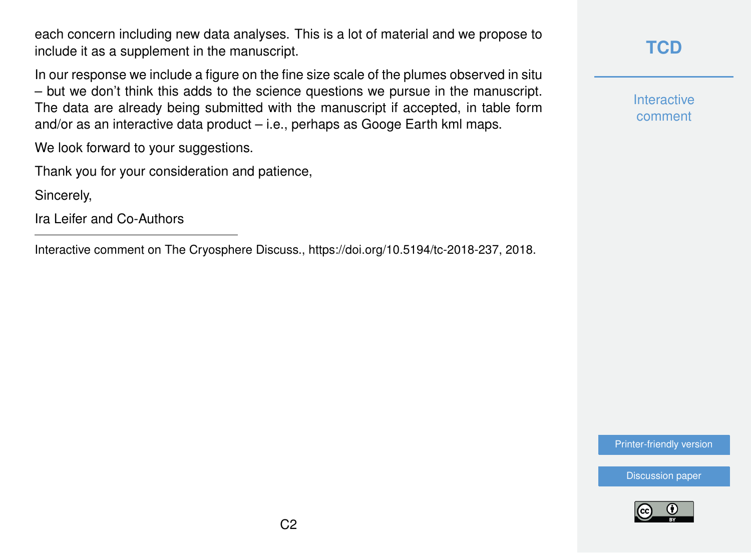each concern including new data analyses. This is a lot of material and we propose to include it as a supplement in the manuscript.

In our response we include a figure on the fine size scale of the plumes observed in situ – but we don't think this adds to the science questions we pursue in the manuscript. The data are already being submitted with the manuscript if accepted, in table form and/or as an interactive data product – i.e., perhaps as Googe Earth kml maps.

We look forward to your suggestions.

Thank you for your consideration and patience,

Sincerely,

Ira Leifer and Co-Authors

---

Interactive comment on The Cryosphere Discuss., https://doi.org/10.5194/tc-2018-237, 2018.